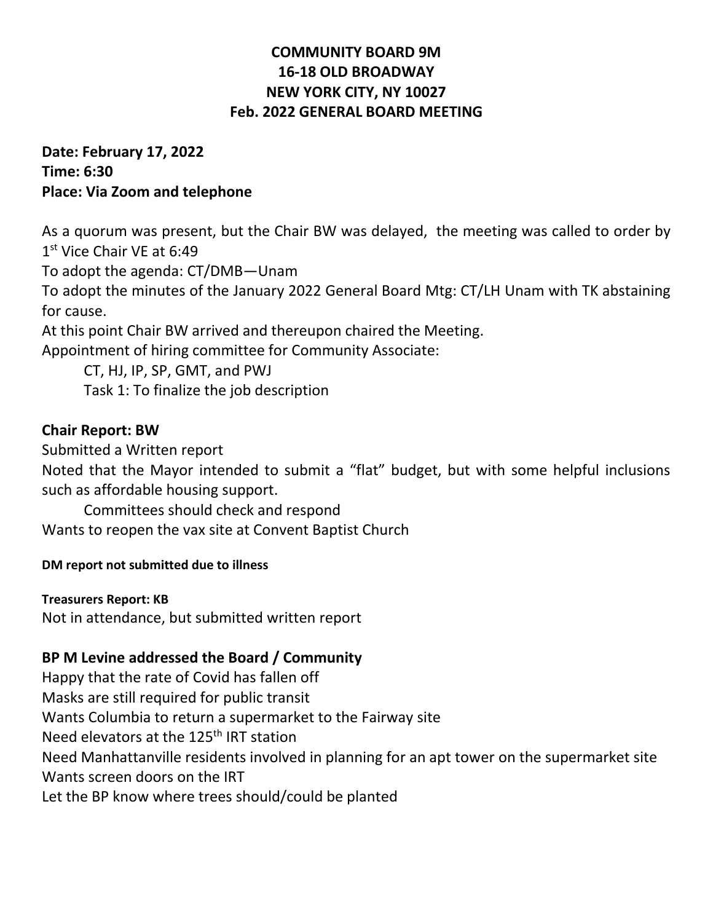**COMMUNITY BOARD 9M**
**16-18 OLD BROADWAY**
**NEW YORK CITY, NY 10027**
**Feb. 2022 GENERAL BOARD MEETING**

**Date: February 17, 2022**
**Time: 6:30**
**Place: Via Zoom and telephone**

As a quorum was present, but the Chair BW was delayed, the meeting was called to order by 1st Vice Chair VE at 6:49

To adopt the agenda: CT/DMB—Unam

To adopt the minutes of the January 2022 General Board Mtg: CT/LH Unam with TK abstaining for cause.

At this point Chair BW arrived and thereupon chaired the Meeting.

Appointment of hiring committee for Community Associate:

    CT, HJ, IP, SP, GMT, and PWJ
    Task 1: To finalize the job description

**Chair Report: BW**

Submitted a Written report

Noted that the Mayor intended to submit a "flat" budget, but with some helpful inclusions such as affordable housing support.

    Committees should check and respond

Wants to reopen the vax site at Convent Baptist Church

**DM report not submitted due to illness**

**Treasurers Report: KB**

Not in attendance, but submitted written report

**BP M Levine addressed the Board / Community**

Happy that the rate of Covid has fallen off

Masks are still required for public transit

Wants Columbia to return a supermarket to the Fairway site

Need elevators at the 125th IRT station

Need Manhattanville residents involved in planning for an apt tower on the supermarket site

Wants screen doors on the IRT

Let the BP know where trees should/could be planted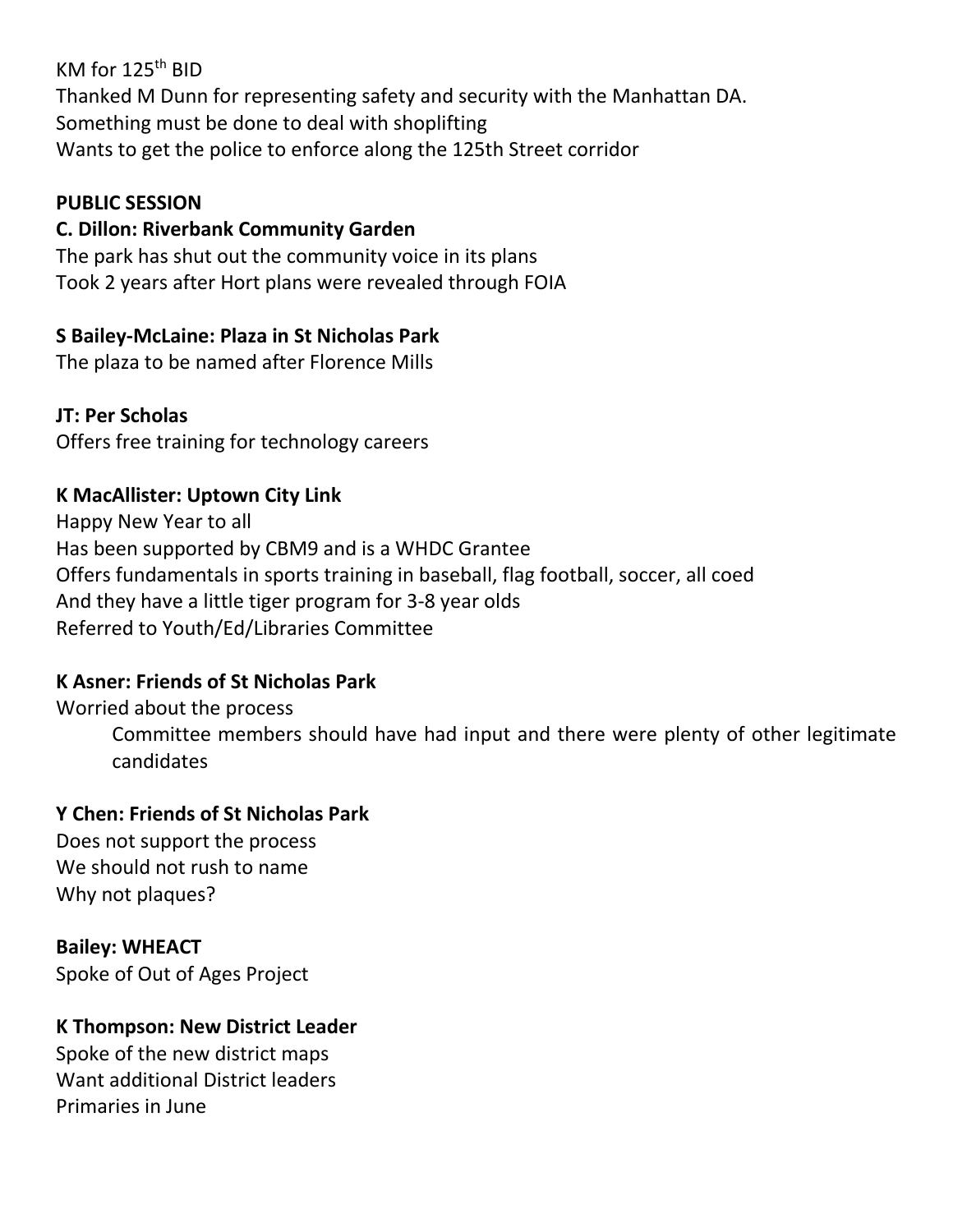KM for 125th BID
Thanked M Dunn for representing safety and security with the Manhattan DA.
Something must be done to deal with shoplifting
Wants to get the police to enforce along the 125th Street corridor

**PUBLIC SESSION**

**C. Dillon: Riverbank Community Garden**
The park has shut out the community voice in its plans
Took 2 years after Hort plans were revealed through FOIA

**S Bailey-McLaine: Plaza in St Nicholas Park**
The plaza to be named after Florence Mills

**JT: Per Scholas**
Offers free training for technology careers

**K MacAllister: Uptown City Link**
Happy New Year to all
Has been supported by CBM9 and is a WHDC Grantee
Offers fundamentals in sports training in baseball, flag football, soccer, all coed
And they have a little tiger program for 3-8 year olds
Referred to Youth/Ed/Libraries Committee

**K Asner: Friends of St Nicholas Park**
Worried about the process

> Committee members should have had input and there were plenty of other legitimate candidates

**Y Chen: Friends of St Nicholas Park**
Does not support the process
We should not rush to name
Why not plaques?

**Bailey: WHEACT**
Spoke of Out of Ages Project

**K Thompson: New District Leader**
Spoke of the new district maps
Want additional District leaders
Primaries in June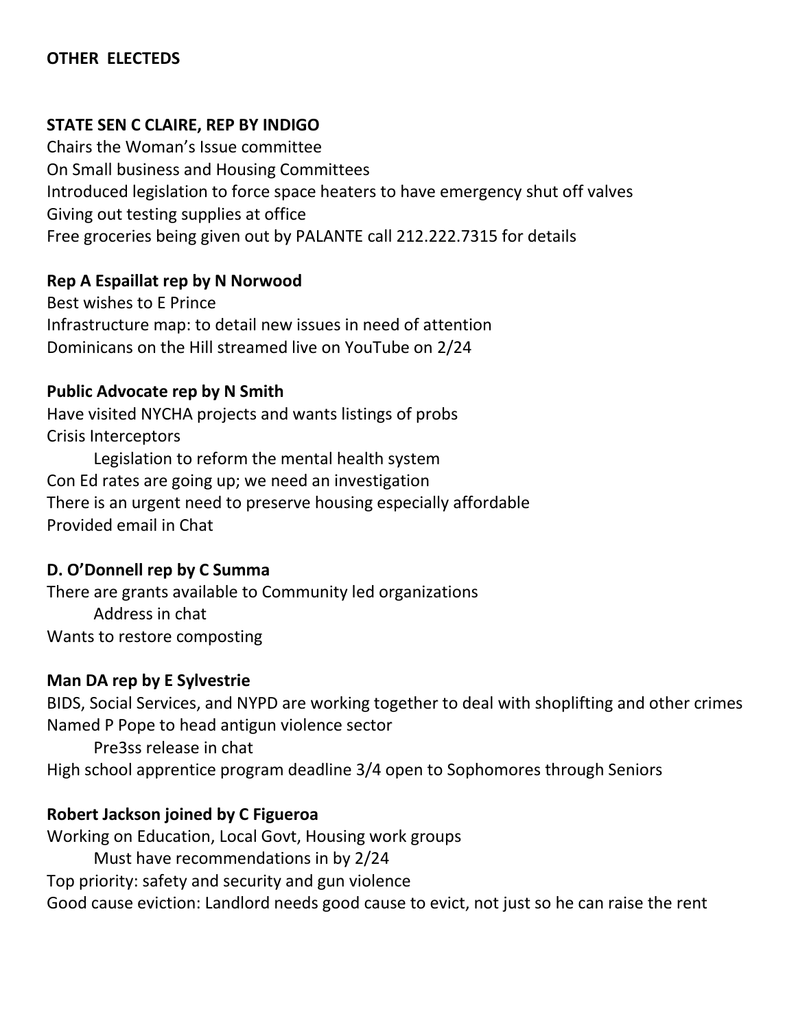**OTHER ELECTEDS**

**STATE SEN C CLAIRE, REP BY INDIGO**

Chairs the Woman's Issue committee
On Small business and Housing Committees
Introduced legislation to force space heaters to have emergency shut off valves
Giving out testing supplies at office
Free groceries being given out by PALANTE call 212.222.7315 for details

**Rep A Espaillat rep by N Norwood**

Best wishes to E Prince
Infrastructure map: to detail new issues in need of attention
Dominicans on the Hill streamed live on YouTube on 2/24

**Public Advocate rep by N Smith**

Have visited NYCHA projects and wants listings of probs
Crisis Interceptors
    Legislation to reform the mental health system
Con Ed rates are going up; we need an investigation
There is an urgent need to preserve housing especially affordable
Provided email in Chat

**D. O'Donnell rep by C Summa**

There are grants available to Community led organizations
    Address in chat
Wants to restore composting

**Man DA rep by E Sylvestrie**

BIDS, Social Services, and NYPD are working together to deal with shoplifting and other crimes
Named P Pope to head antigun violence sector
    Pre3ss release in chat
High school apprentice program deadline 3/4 open to Sophomores through Seniors

**Robert Jackson joined by C Figueroa**

Working on Education, Local Govt, Housing work groups
    Must have recommendations in by 2/24
Top priority: safety and security and gun violence
Good cause eviction: Landlord needs good cause to evict, not just so he can raise the rent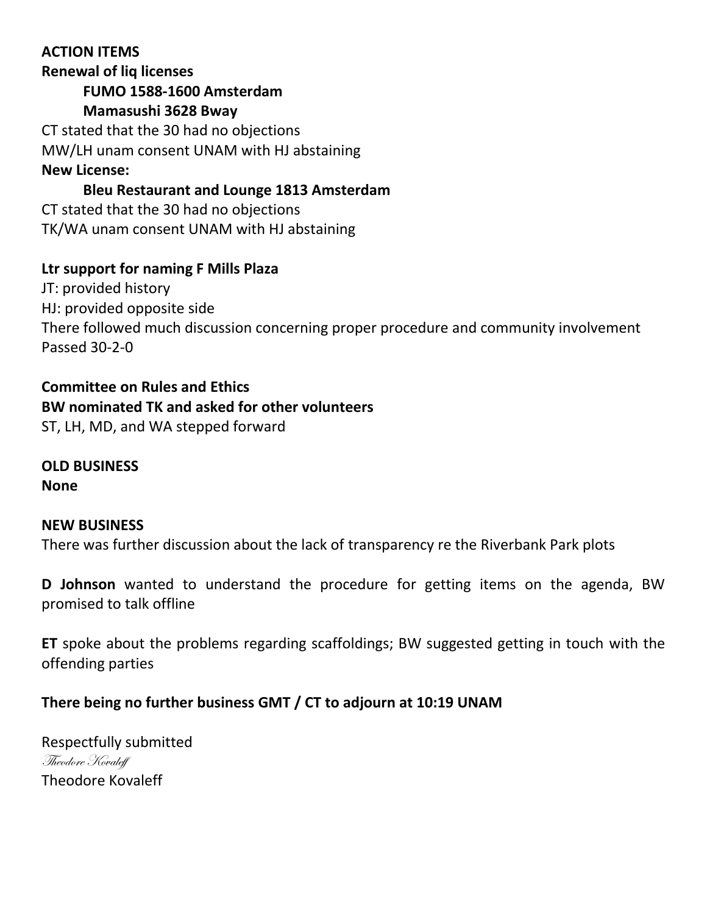**ACTION ITEMS**

**Renewal of liq licenses**

**FUMO 1588-1600 Amsterdam**

**Mamasushi 3628 Bway**

CT stated that the 30 had no objections

MW/LH unam consent UNAM with HJ abstaining

**New License:**

**Bleu Restaurant and Lounge 1813 Amsterdam**

CT stated that the 30 had no objections

TK/WA unam consent UNAM with HJ abstaining

**Ltr support for naming F Mills Plaza**

JT: provided history

HJ: provided opposite side

There followed much discussion concerning proper procedure and community involvement

Passed 30-2-0

**Committee on Rules and Ethics**

**BW nominated TK and asked for other volunteers**

ST, LH, MD, and WA stepped forward

**OLD BUSINESS**

**None**

**NEW BUSINESS**

There was further discussion about the lack of transparency re the Riverbank Park plots

**D Johnson** wanted to understand the procedure for getting items on the agenda, BW promised to talk offline

**ET** spoke about the problems regarding scaffoldings; BW suggested getting in touch with the offending parties

**There being no further business GMT / CT to adjourn at 10:19 UNAM**

Respectfully submitted

*Theodore Kovaleff*

Theodore Kovaleff